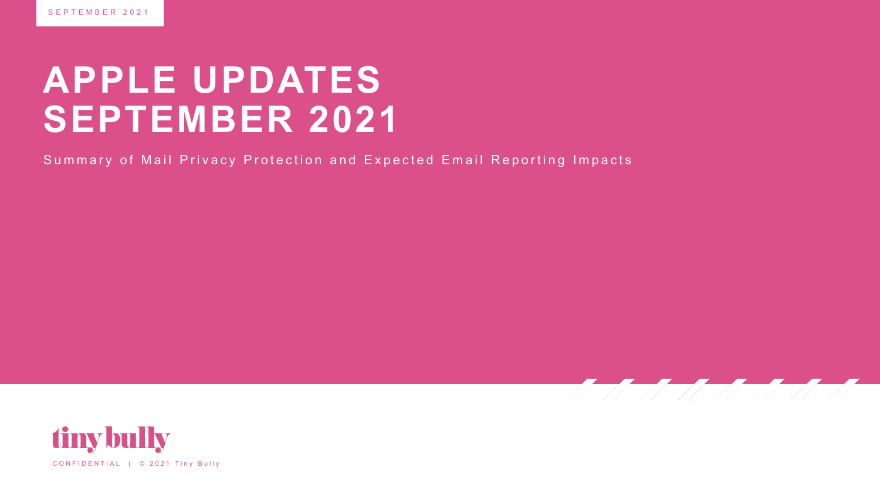SEPTEMBER 2021

# APPLE UPDATES SEPTEMBER 2021

Summary of Mail Privacy Protection and Expected Email Reporting Impacts

tiny bully

CONFIDENTIAL | © 2021 Tiny Bully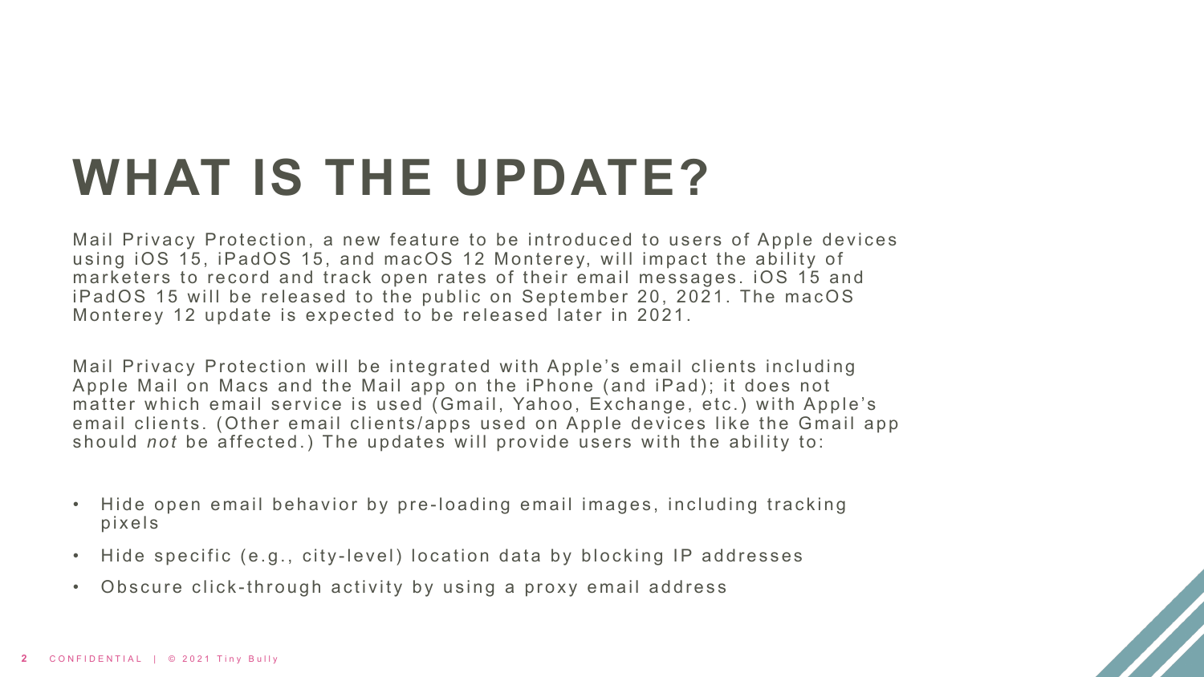# WHAT IS THE UPDATE?

Mail Privacy Protection, a new feature to be introduced to users of Apple devices using iOS 15, iPadOS 15, and macOS 12 Monterey, will impact the ability of marketers to record and track open rates of their email messages. iOS 15 and iPadOS 15 will be released to the public on September 20, 2021. The macOS Monterey 12 update is expected to be released later in 2021.

Mail Privacy Protection will be integrated with Apple's email clients including Apple Mail on Macs and the Mail app on the iPhone (and iPad); it does not matter which email service is used (Gmail, Yahoo, Exchange, etc.) with Apple's email clients. (Other email clients/apps used on Apple devices like the Gmail app should *not* be affected.) The updates will provide users with the ability to:

- Hide open email behavior by pre-loading email images, including tracking pixels
- Hide specific (e.g., city-level) location data by blocking IP addresses
- Obscure click-through activity by using a proxy email address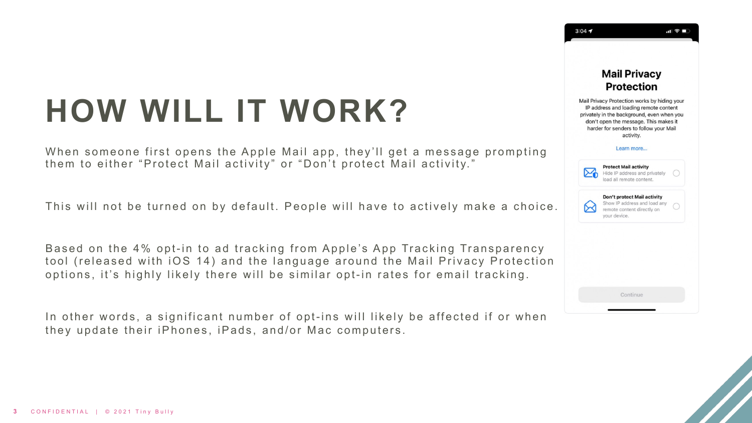# HOW WILL IT WORK?

When someone first opens the Apple Mail app, they'll get a message prompting them to either "Protect Mail activity" or "Don't protect Mail activity."

This will not be turned on by default. People will have to actively make a choice.

Based on the 4% opt-in to ad tracking from Apple's App Tracking Transparency tool (released with iOS 14) and the language around the Mail Privacy Protection options, it's highly likely there will be similar opt-in rates for email tracking.

In other words, a significant number of opt-ins will likely be affected if or when they update their iPhones, iPads, and/or Mac computers.

**Mail Privacy Protection**

Mail Privacy Protection works by hiding your IP address and loading remote content privately in the background, even when you don't open the message. This makes it harder for senders to follow your Mail activity.

Learn more...

**Protect Mail activity**
Hide IP address and privately load all remote content.

**Don't protect Mail activity**
Show IP address and load any remote content directly on your device.

Continue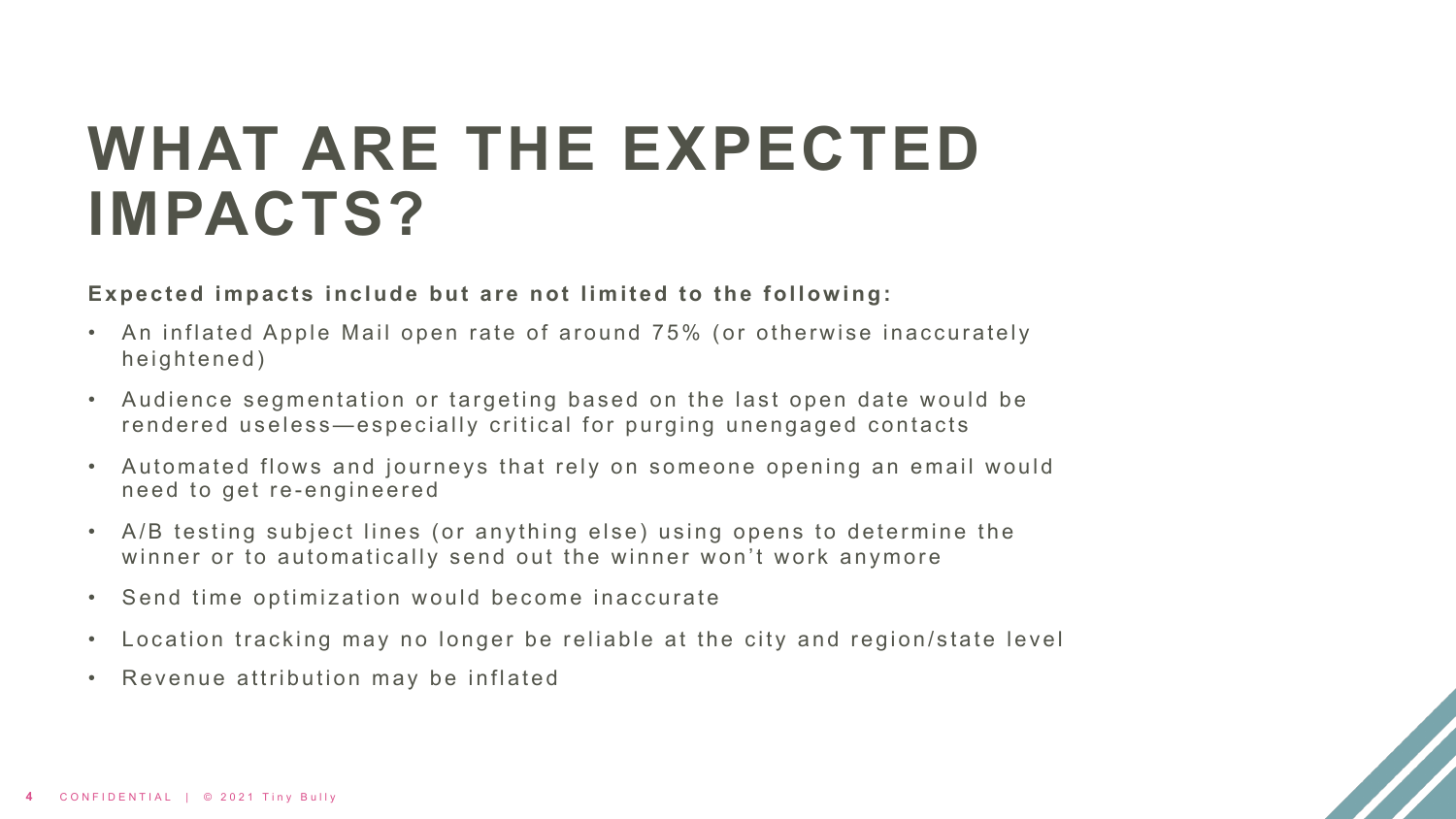# WHAT ARE THE EXPECTED IMPACTS?

**Expected impacts include but are not limited to the following:**

- An inflated Apple Mail open rate of around 75% (or otherwise inaccurately heightened)
- Audience segmentation or targeting based on the last open date would be rendered useless—especially critical for purging unengaged contacts
- Automated flows and journeys that rely on someone opening an email would need to get re-engineered
- A/B testing subject lines (or anything else) using opens to determine the winner or to automatically send out the winner won't work anymore
- Send time optimization would become inaccurate
- Location tracking may no longer be reliable at the city and region/state level
- Revenue attribution may be inflated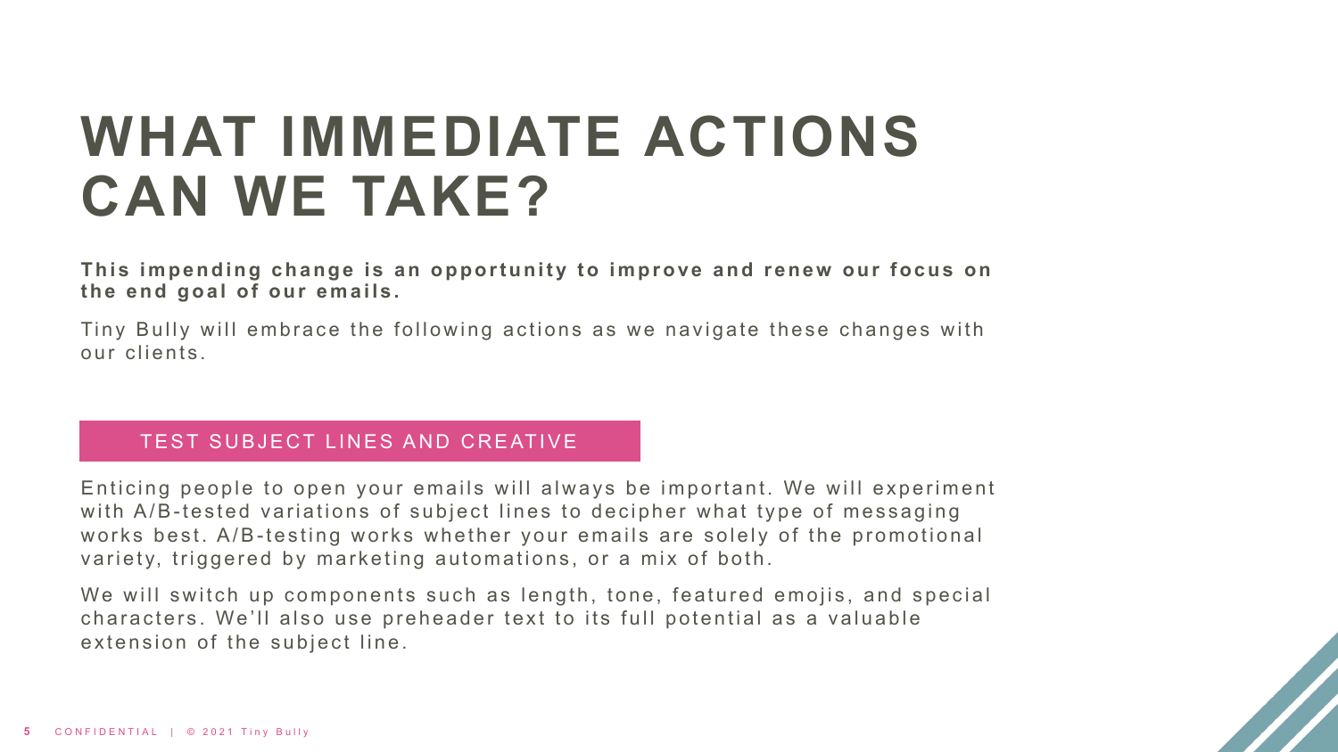# WHAT IMMEDIATE ACTIONS CAN WE TAKE?

**This impending change is an opportunity to improve and renew our focus on the end goal of our emails.**

Tiny Bully will embrace the following actions as we navigate these changes with our clients.

## TEST SUBJECT LINES AND CREATIVE

Enticing people to open your emails will always be important. We will experiment with A/B-tested variations of subject lines to decipher what type of messaging works best. A/B-testing works whether your emails are solely of the promotional variety, triggered by marketing automations, or a mix of both.

We will switch up components such as length, tone, featured emojis, and special characters. We'll also use preheader text to its full potential as a valuable extension of the subject line.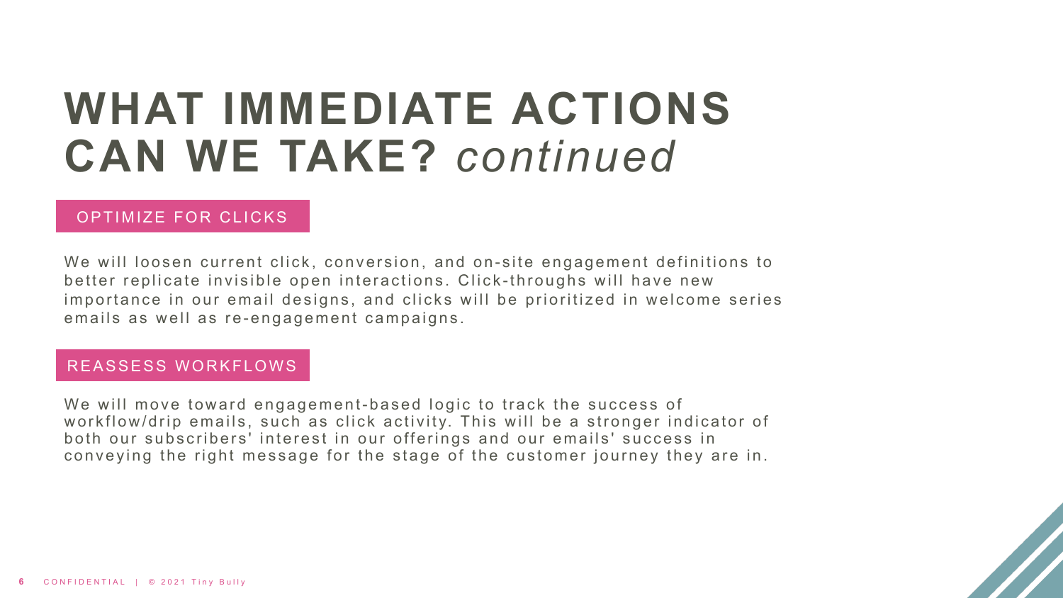# WHAT IMMEDIATE ACTIONS CAN WE TAKE? *continued*

## OPTIMIZE FOR CLICKS

We will loosen current click, conversion, and on-site engagement definitions to better replicate invisible open interactions. Click-throughs will have new importance in our email designs, and clicks will be prioritized in welcome series emails as well as re-engagement campaigns.

## REASSESS WORKFLOWS

We will move toward engagement-based logic to track the success of workflow/drip emails, such as click activity. This will be a stronger indicator of both our subscribers' interest in our offerings and our emails' success in conveying the right message for the stage of the customer journey they are in.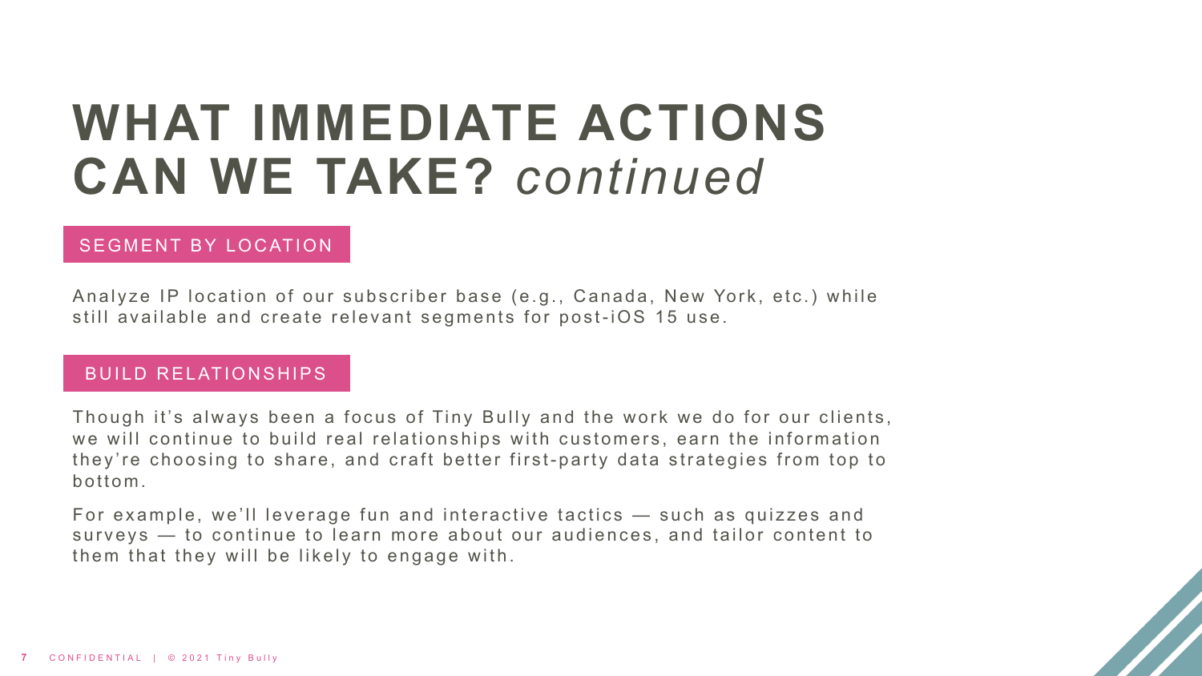# WHAT IMMEDIATE ACTIONS CAN WE TAKE? *continued*

## SEGMENT BY LOCATION

Analyze IP location of our subscriber base (e.g., Canada, New York, etc.) while still available and create relevant segments for post-iOS 15 use.

## BUILD RELATIONSHIPS

Though it's always been a focus of Tiny Bully and the work we do for our clients, we will continue to build real relationships with customers, earn the information they're choosing to share, and craft better first-party data strategies from top to bottom.

For example, we'll leverage fun and interactive tactics — such as quizzes and surveys — to continue to learn more about our audiences, and tailor content to them that they will be likely to engage with.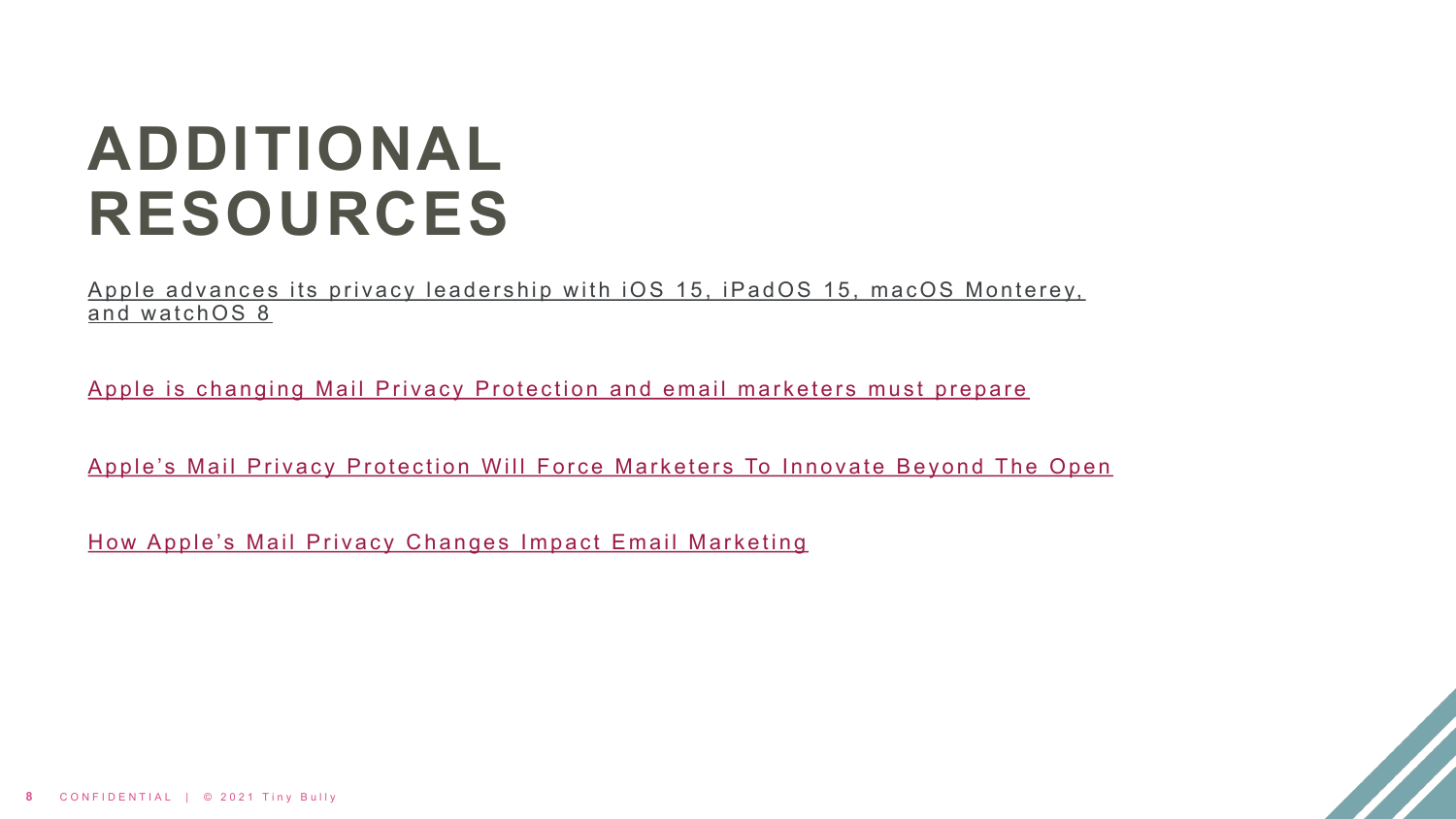# ADDITIONAL RESOURCES

Apple advances its privacy leadership with iOS 15, iPadOS 15, macOS Monterey, and watchOS 8

Apple is changing Mail Privacy Protection and email marketers must prepare

Apple's Mail Privacy Protection Will Force Marketers To Innovate Beyond The Open

How Apple's Mail Privacy Changes Impact Email Marketing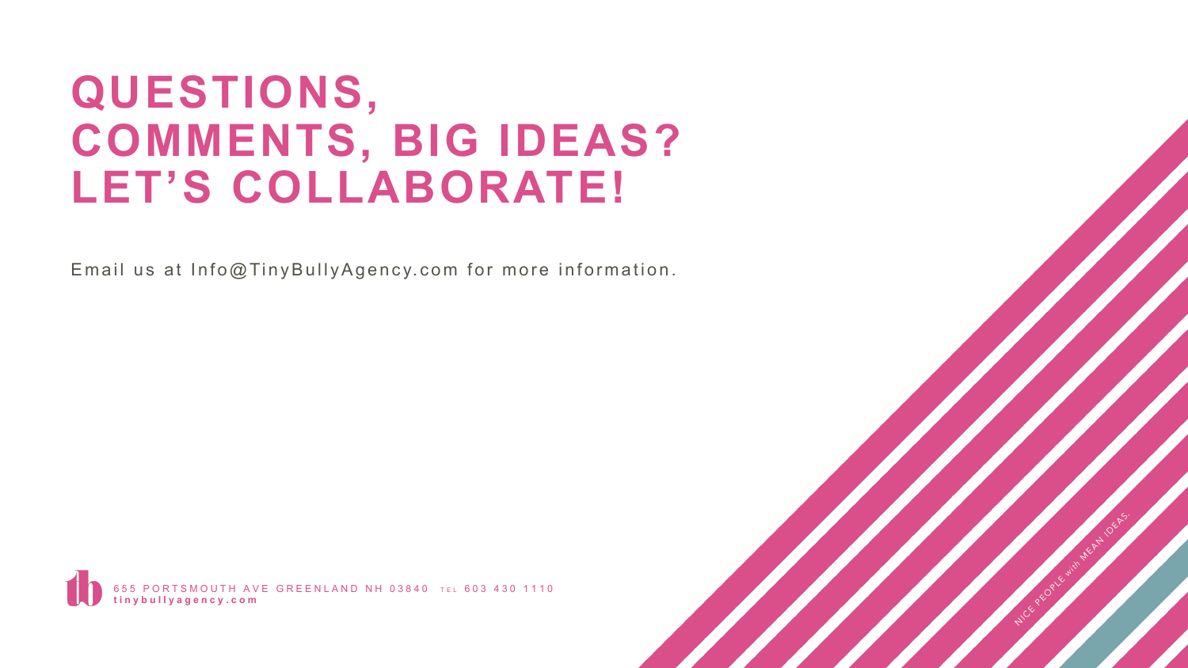# QUESTIONS, COMMENTS, BIG IDEAS? LET'S COLLABORATE!

Email us at Info@TinyBullyAgency.com for more information.

655 PORTSMOUTH AVE GREENLAND NH 03840 TEL 603 430 1110
tinybullyagency.com

NICE PEOPLE with MEAN IDEAS.